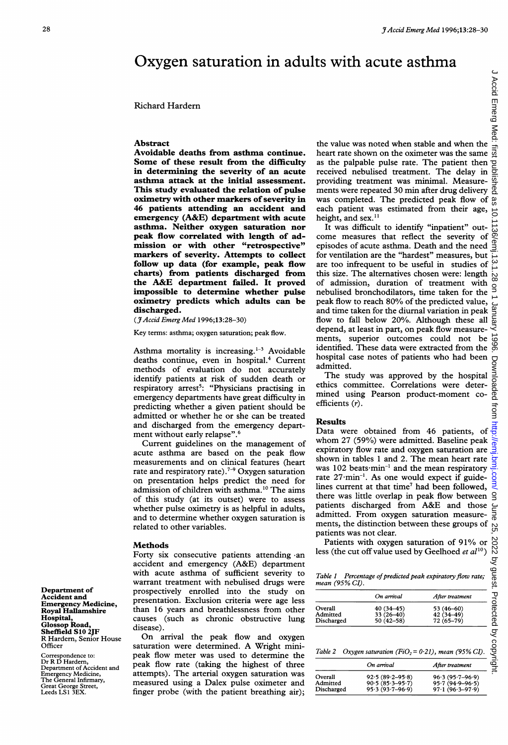# Oxygen saturation in adults with acute asthma

Richard Hardern

## Abstract

**Avoidable deaths from asthma continue. Some of these result from the difficulty in determining the severity of an acute asthma attack at the initial assessment. This study evaluated the relation of pulse oximetry with other markers of severity in 46 patients attending an accident and emergency (A&E) department with acute asthma. Neither oxygen saturation nor peak flow correlated with length of admission or with other "retrospective" markers of severity. Attempts to collect follow up data (for example, peak flow charts) from patients discharged from the A&E department failed. It proved impossible to determine whether pulse oximetry predicts which adults can be discharged.**

(*J Accid Emerg Med* 1996;**13**:28–30)

Key terms: asthma; oxygen saturation; peak flow.

Asthma mortality is increasing.[1–3] Avoidable deaths continue, even in hospital.[4] Current methods of evaluation do not accurately identify patients at risk of sudden death or respiratory arrest[5]: "Physicians practising in emergency departments have great difficulty in predicting whether a given patient should be admitted or whether he or she can be treated and discharged from the emergency department without early relapse".[6]

Current guidelines on the management of acute asthma are based on the peak flow measurements and on clinical features (heart rate and respiratory rate).[7–9] Oxygen saturation on presentation helps predict the need for admission of children with asthma.[10] The aims of this study (at its outset) were to assess whether pulse oximetry is as helpful in adults, and to determine whether oxygen saturation is related to other variables.

## Methods

Forty six consecutive patients attending an accident and emergency (A&E) department with acute asthma of sufficient severity to warrant treatment with nebulised drugs were prospectively enrolled into the study on presentation. Exclusion criteria were age less than 16 years and breathlessness from other causes (such as chronic obstructive lung disease).

On arrival the peak flow and oxygen saturation were determined. A Wright mini-peak flow meter was used to determine the peak flow rate (taking the highest of three attempts). The arterial oxygen saturation was measured using a Dalex pulse oximeter and finger probe (with the patient breathing air); the value was noted when stable and when the heart rate shown on the oximeter was the same as the palpable pulse rate. The patient then received nebulised treatment. The delay in providing treatment was minimal. Measurements were repeated 30 min after drug delivery was completed. The predicted peak flow of each patient was estimated from their age, height, and sex.[11]

It was difficult to identify "inpatient" outcome measures that reflect the severity of episodes of acute asthma. Death and the need for ventilation are the "hardest" measures, but are too infrequent to be useful in studies of this size. The alternatives chosen were: length of admission, duration of treatment with nebulised bronchodilators, time taken for the peak flow to reach 80% of the predicted value, and time taken for the diurnal variation in peak flow to fall below 20%. Although these all depend, at least in part, on peak flow measurements, superior outcomes could not be identified. These data were extracted from the hospital case notes of patients who had been admitted.

The study was approved by the hospital ethics committee. Correlations were determined using Pearson product-moment coefficients ($r$).

## Results

Data were obtained from 46 patients, of whom 27 (59%) were admitted. Baseline peak expiratory flow rate and oxygen saturation are shown in tables 1 and 2. The mean heart rate was 102 beats·min$^{-1}$ and the mean respiratory rate 27·min$^{-1}$. As one would expect if guidelines current at that time[7] had been followed, there was little overlap in peak flow between patients discharged from A&E and those admitted. From oxygen saturation measurements, the distinction between these groups of patients was not clear.

Patients with oxygen saturation of 91% or less (the cut off value used by Geelhoed *et al*[10])

*Table 1 Percentage of predicted peak expiratory flow rate; mean (95% CI).*

| | On arrival | After treatment |
|---|---|---|
| Overall | 40 (34–45) | 53 (46–60) |
| Admitted | 33 (26–40) | 42 (34–49) |
| Discharged | 50 (42–58) | 72 (65–79) |

*Table 2 Oxygen saturation ($FiO_2$ = 0·21), mean (95% CI).*

| | On arrival | After treatment |
|---|---|---|
| Overall | 92·5 (89·2–95·8) | 96·3 (95·7–96·9) |
| Admitted | 90·5 (85·3–95·7) | 95·7 (94·9–96·5) |
| Discharged | 95·3 (93·7–96·9) | 97·1 (96·3–97·9) |

Department of Accident and Emergency Medicine, Royal Hallamshire Hospital, Glossop Road, Sheffield S10 2JF
R Hardern, Senior House Officer

Correspondence to:
Dr R D Hardern, Department of Accident and Emergency Medicine, The General Infirmary, Great George Street, Leeds LS1 3EX.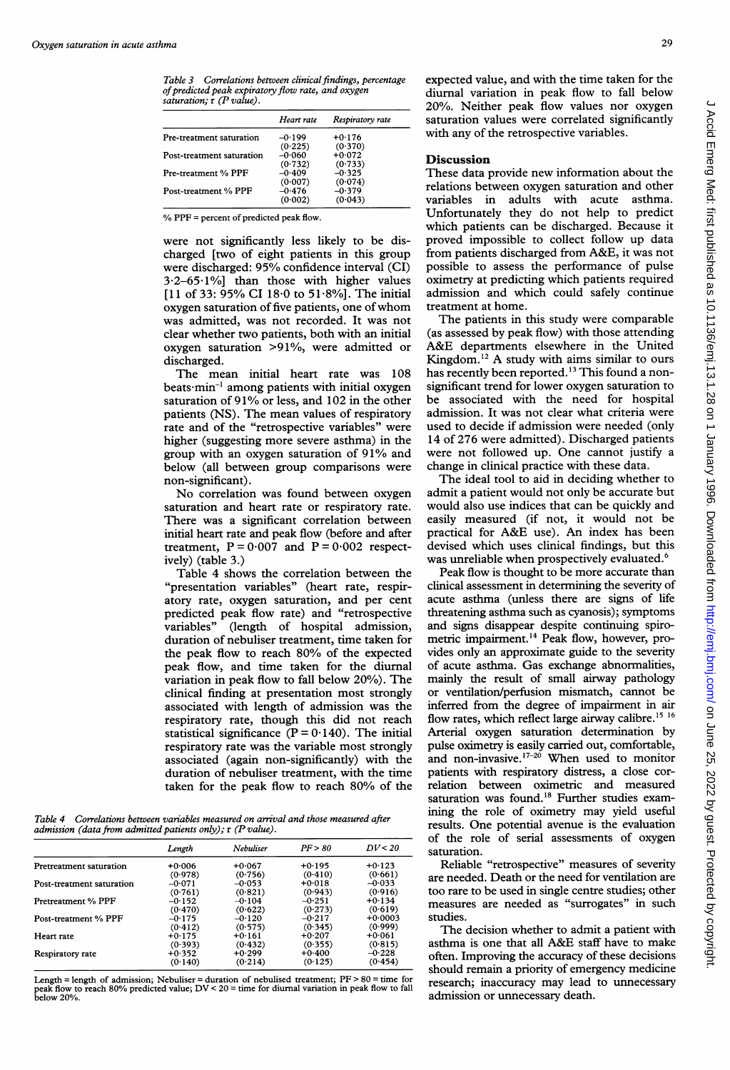Table 3 *Correlations between clinical findings, percentage of predicted peak expiratory flow rate, and oxygen saturation; r (P value).*

| | Heart rate | Respiratory rate |
|---|---|---|
| Pre-treatment saturation | −0·199 (0·225) | +0·176 (0·370) |
| Post-treatment saturation | −0·060 (0·732) | +0·072 (0·733) |
| Pre-treatment % PPF | −0·409 (0·007) | −0·325 (0·074) |
| Post-treatment % PPF | −0·476 (0·002) | −0·379 (0·043) |

% PPF = percent of predicted peak flow.

were not significantly less likely to be discharged [two of eight patients in this group were discharged: 95% confidence interval (CI) 3·2–65·1%] than those with higher values [11 of 33: 95% CI 18·0 to 51·8%]. The initial oxygen saturation of five patients, one of whom was admitted, was not recorded. It was not clear whether two patients, both with an initial oxygen saturation >91%, were admitted or discharged.

The mean initial heart rate was 108 beats·min$^{-1}$ among patients with initial oxygen saturation of 91% or less, and 102 in the other patients (NS). The mean values of respiratory rate and of the "retrospective variables" were higher (suggesting more severe asthma) in the group with an oxygen saturation of 91% and below (all between group comparisons were non-significant).

No correlation was found between oxygen saturation and heart rate or respiratory rate. There was a significant correlation between initial heart rate and peak flow (before and after treatment, P = 0·007 and P = 0·002 respectively) (table 3.)

Table 4 shows the correlation between the "presentation variables" (heart rate, respiratory rate, oxygen saturation, and per cent predicted peak flow rate) and "retrospective variables" (length of hospital admission, duration of nebuliser treatment, time taken for the peak flow to reach 80% of the expected peak flow, and time taken for the diurnal variation in peak flow to fall below 20%). The clinical finding at presentation most strongly associated with length of admission was the respiratory rate, though this did not reach statistical significance (P = 0·140). The initial respiratory rate was the variable most strongly associated (again non-significantly) with the duration of nebuliser treatment, with the time taken for the peak flow to reach 80% of the expected value, and with the time taken for the diurnal variation in peak flow to fall below 20%. Neither peak flow values nor oxygen saturation values were correlated significantly with any of the retrospective variables.

Table 4 *Correlations between variables measured on arrival and those measured after admission (data from admitted patients only); r (P value).*

| | Length | Nebuliser | PF > 80 | DV < 20 |
|---|---|---|---|---|
| Pretreatment saturation | +0·006 (0·978) | +0·067 (0·756) | +0·195 (0·410) | +0·123 (0·661) |
| Post-treatment saturation | −0·071 (0·761) | −0·053 (0·821) | +0·018 (0·943) | −0·033 (0·916) |
| Pretreatment % PPF | −0·152 (0·470) | −0·104 (0·622) | −0·251 (0·273) | +0·134 (0·619) |
| Post-treatment % PPF | −0·175 (0·412) | −0·120 (0·575) | −0·217 (0·345) | +0·0003 (0·999) |
| Heart rate | +0·175 (0·393) | +0·161 (0·432) | +0·207 (0·355) | +0·061 (0·815) |
| Respiratory rate | +0·352 (0·140) | +0·299 (0·214) | +0·400 (0·125) | −0·228 (0·454) |

Length = length of admission; Nebuliser = duration of nebulised treatment; PF > 80 = time for peak flow to reach 80% predicted value; DV < 20 = time for diurnal variation in peak flow to fall below 20%.

## Discussion

These data provide new information about the relations between oxygen saturation and other variables in adults with acute asthma. Unfortunately they do not help to predict which patients can be discharged. Because it proved impossible to collect follow up data from patients discharged from A&E, it was not possible to assess the performance of pulse oximetry at predicting which patients required admission and which could safely continue treatment at home.

The patients in this study were comparable (as assessed by peak flow) with those attending A&E departments elsewhere in the United Kingdom.[12] A study with aims similar to ours has recently been reported.[13] This found a non-significant trend for lower oxygen saturation to be associated with the need for hospital admission. It was not clear what criteria were used to decide if admission were needed (only 14 of 276 were admitted). Discharged patients were not followed up. One cannot justify a change in clinical practice with these data.

The ideal tool to aid in deciding whether to admit a patient would not only be accurate but would also use indices that can be quickly and easily measured (if not, it would not be practical for A&E use). An index has been devised which uses clinical findings, but this was unreliable when prospectively evaluated.[6]

Peak flow is thought to be more accurate than clinical assessment in determining the severity of acute asthma (unless there are signs of life threatening asthma such as cyanosis); symptoms and signs disappear despite continuing spirometric impairment.[14] Peak flow, however, provides only an approximate guide to the severity of acute asthma. Gas exchange abnormalities, mainly the result of small airway pathology or ventilation/perfusion mismatch, cannot be inferred from the degree of impairment in air flow rates, which reflect large airway calibre.[15 16] Arterial oxygen saturation determination by pulse oximetry is easily carried out, comfortable, and non-invasive.[17–20] When used to monitor patients with respiratory distress, a close correlation between oximetric and measured saturation was found.[18] Further studies examining the role of oximetry may yield useful results. One potential avenue is the evaluation of the role of serial assessments of oxygen saturation.

Reliable "retrospective" measures of severity are needed. Death or the need for ventilation are too rare to be used in single centre studies; other measures are needed as "surrogates" in such studies.

The decision whether to admit a patient with asthma is one that all A&E staff have to make often. Improving the accuracy of these decisions should remain a priority of emergency medicine research; inaccuracy may lead to unnecessary admission or unnecessary death.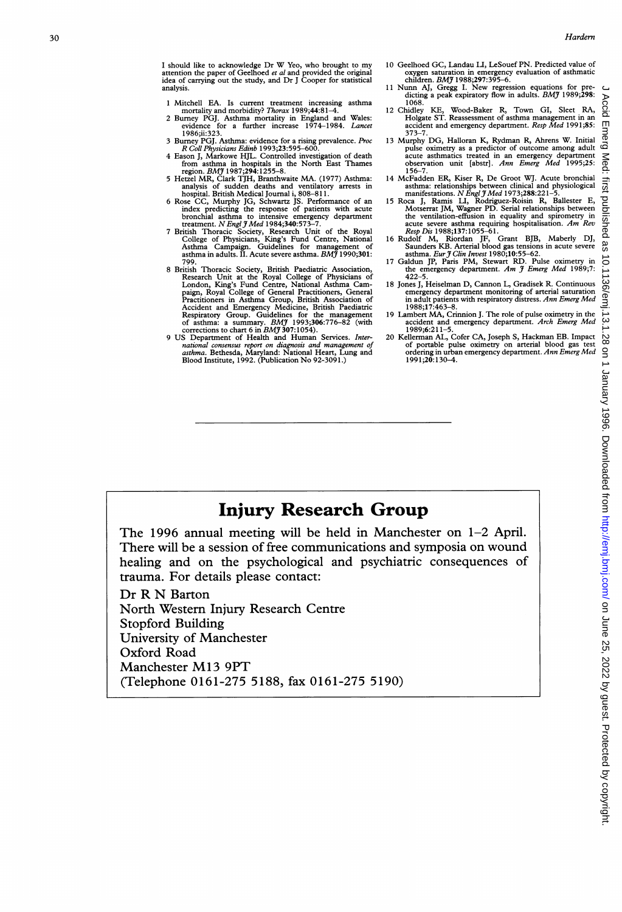I should like to acknowledge Dr W Yeo, who brought to my attention the paper of Geelhoed *et al* and provided the original idea of carrying out the study, and Dr J Cooper for statistical analysis.

1 Mitchell EA. Is current treatment increasing asthma mortality and morbidity? *Thorax* 1989;**44**:81–4.
2 Burney PGJ. Asthma mortality in England and Wales: evidence for a further increase 1974–1984. *Lancet* 1986;ii:323.
3 Burney PGJ. Asthma: evidence for a rising prevalence. *Proc R Coll Physicians Edinb* 1993;**23**:595–600.
4 Eason J, Markowe HJL. Controlled investigation of death from asthma in hospitals in the North East Thames region. *BMJ* 1987;**294**:1255–8.
5 Hetzel MR, Clark TJH, Branthwaite MA. (1977) Asthma: analysis of sudden deaths and ventilatory arrests in hospital. British Medical Journal i, 808–811.
6 Rose CC, Murphy JG, Schwartz JS. Performance of an index predicting the response of patients with acute bronchial asthma to intensive emergency department treatment. *N Engl J Med* 1984;**340**:573–7.
7 British Thoracic Society, Research Unit of the Royal College of Physicians, King's Fund Centre, National Asthma Campaign. Guidelines for management of asthma in adults. II. Acute severe asthma. *BMJ* 1990;**301**: 799.
8 British Thoracic Society, British Paediatric Association, Research Unit at the Royal College of Physicians of London, King's Fund Centre, National Asthma Campaign, Royal College of General Practitioners, General Practitioners in Asthma Group, British Association of Accident and Emergency Medicine, British Paediatric Respiratory Group. Guidelines for the management of asthma: a summary. *BMJ* 1993;**306**:776–82 (with corrections to chart 6 in *BMJ* **307**:1054).
9 US Department of Health and Human Services. *International consensus report on diagnosis and management of asthma*. Bethesda, Maryland: National Heart, Lung and Blood Institute, 1992. (Publication No 92-3091.)
10 Geelhoed GC, Landau LI, LeSouef PN. Predicted value of oxygen saturation in emergency evaluation of asthmatic children. *BMJ* 1988;**297**:395–6.
11 Nunn AJ, Gregg I. New regression equations for predicting a peak expiratory flow in adults. *BMJ* 1989;**298**: 1068.
12 Chidley KE, Wood-Baker R, Town GI, Sleet RA, Holgate ST. Reassessment of asthma management in an accident and emergency department. *Resp Med* 1991;**85**: 373–7.
13 Murphy DG, Halloran K, Rydman R, Ahrens W. Initial pulse oximetry as a predictor of outcome among adult acute asthmatics treated in an emergency department observation unit [abstr]. *Ann Emerg Med* 1995;**25**: 156–7.
14 McFadden ER, Kiser R, De Groot WJ. Acute bronchial asthma: relationships between clinical and physiological manifestations. *N Engl J Med* 1973;**288**:221–5.
15 Roca J, Ramis LI, Rodriguez-Roisin R, Ballester E, Motserrat JM, Wagner PD. Serial relationships between the ventilation-effusion in equality and spirometry in acute severe asthma requiring hospitalisation. *Am Rev Resp Dis* 1988;**137**:1055–61.
16 Rudolf M, Riordan JF, Grant BJB, Maberly DJ, Saunders KB. Arterial blood gas tensions in acute severe asthma. *Eur J Clin Invest* 1980;**10**:55–62.
17 Galdun JP, Paris PM, Stewart RD. Pulse oximetry in the emergency department. *Am J Emerg Med* 1989;**7**: 422–5.
18 Jones J, Heiselman D, Cannon L, Gradisek R. Continuous emergency department monitoring of arterial saturation in adult patients with respiratory distress. *Ann Emerg Med* 1988;**17**:463–8.
19 Lambert MA, Crinnion J. The role of pulse oximetry in the accident and emergency department. *Arch Emerg Med* 1989;**6**:211–5.
20 Kellerman AL, Cofer CA, Joseph S, Hackman EB. Impact of portable pulse oximetry on arterial blood gas test ordering in urban emergency department. *Ann Emerg Med* 1991;**20**:130–4.

# Injury Research Group

The 1996 annual meeting will be held in Manchester on 1–2 April. There will be a session of free communications and symposia on wound healing and on the psychological and psychiatric consequences of trauma. For details please contact:

Dr R N Barton
North Western Injury Research Centre
Stopford Building
University of Manchester
Oxford Road
Manchester M13 9PT
(Telephone 0161-275 5188, fax 0161-275 5190)